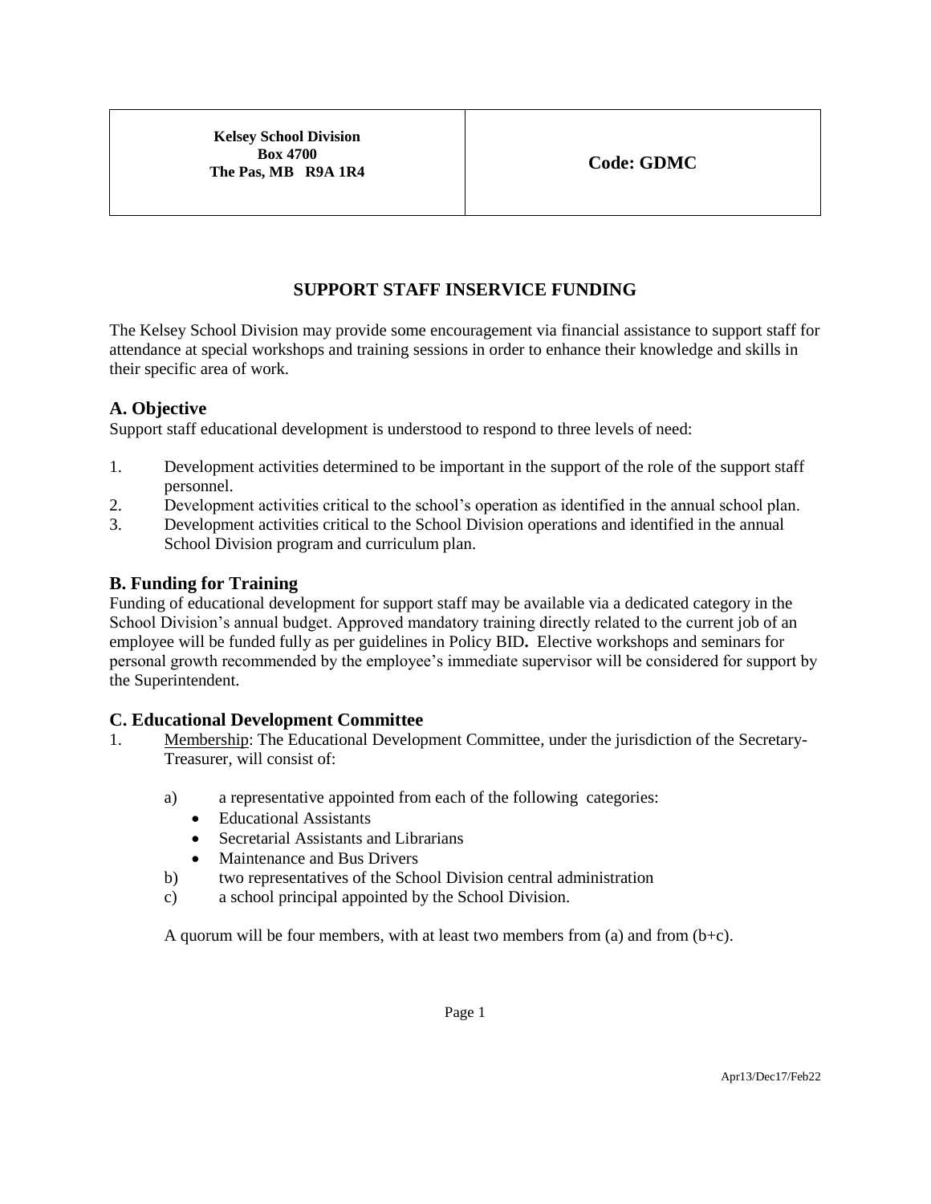| Kelsey School Division<br>Box 4700<br>The Pas, MB R9A 1R4 | Code: GDMC |
|---|---|

# SUPPORT STAFF INSERVICE FUNDING

The Kelsey School Division may provide some encouragement via financial assistance to support staff for attendance at special workshops and training sessions in order to enhance their knowledge and skills in their specific area of work.

## A. Objective

Support staff educational development is understood to respond to three levels of need:

1. Development activities determined to be important in the support of the role of the support staff personnel.
2. Development activities critical to the school's operation as identified in the annual school plan.
3. Development activities critical to the School Division operations and identified in the annual School Division program and curriculum plan.

## B. Funding for Training

Funding of educational development for support staff may be available via a dedicated category in the School Division's annual budget. Approved mandatory training directly related to the current job of an employee will be funded fully as per guidelines in Policy BID**.** Elective workshops and seminars for personal growth recommended by the employee's immediate supervisor will be considered for support by the Superintendent.

## C. Educational Development Committee

1. Membership: The Educational Development Committee, under the jurisdiction of the Secretary-Treasurer, will consist of:

   a) a representative appointed from each of the following categories:
      - Educational Assistants
      - Secretarial Assistants and Librarians
      - Maintenance and Bus Drivers

   b) two representatives of the School Division central administration

   c) a school principal appointed by the School Division.

   A quorum will be four members, with at least two members from (a) and from (b+c).

Apr13/Dec17/Feb22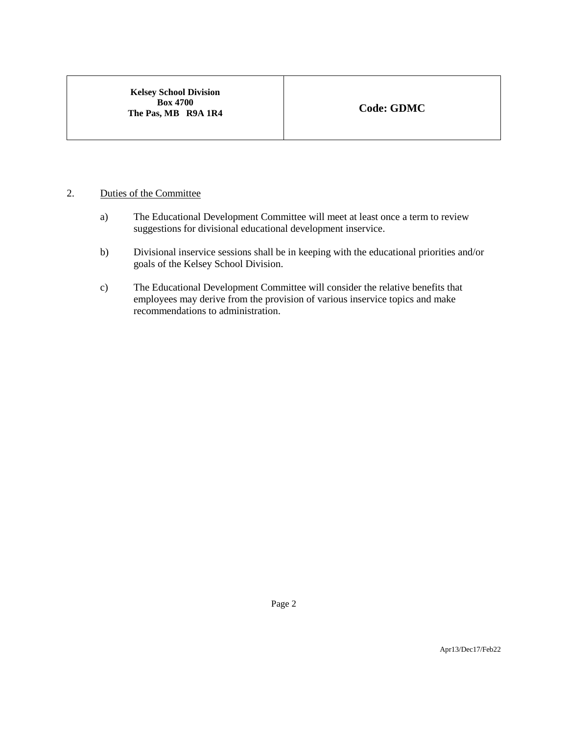2. Duties of the Committee

   a) The Educational Development Committee will meet at least once a term to review suggestions for divisional educational development inservice.

   b) Divisional inservice sessions shall be in keeping with the educational priorities and/or goals of the Kelsey School Division.

   c) The Educational Development Committee will consider the relative benefits that employees may derive from the provision of various inservice topics and make recommendations to administration.